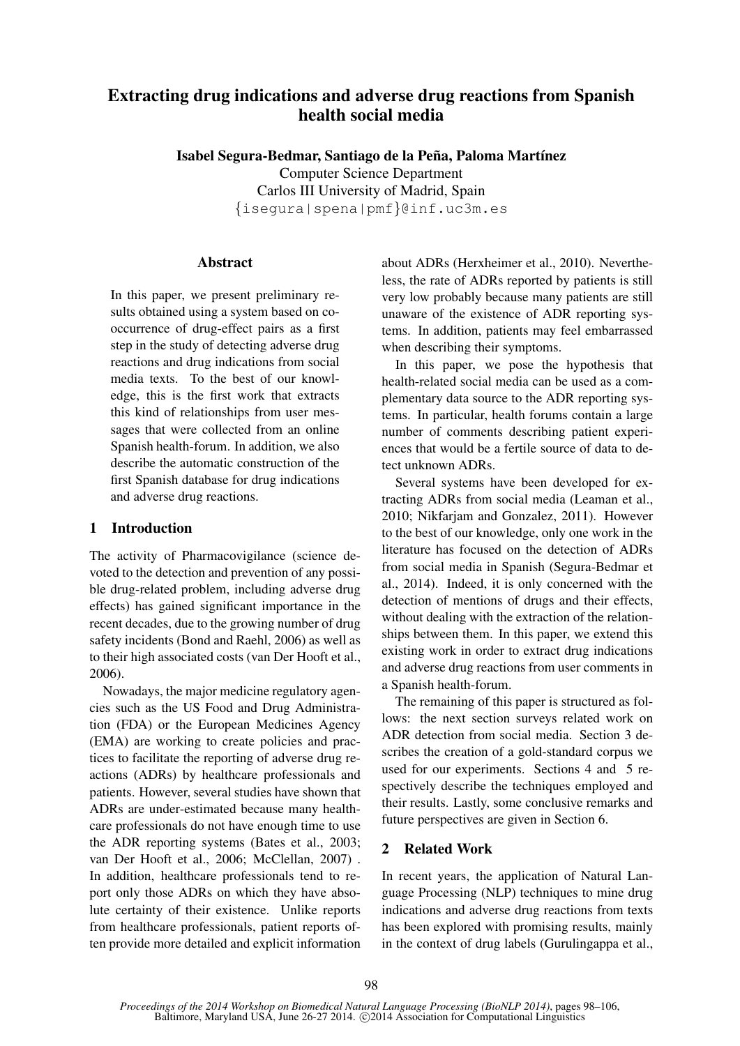# Extracting drug indications and adverse drug reactions from Spanish health social media

**Isabel Segura-Bedmar, Santiago de la Peña, Paloma Martínez**
Computer Science Department
Carlos III University of Madrid, Spain
{isegura|spena|pmf}@inf.uc3m.es

## Abstract

In this paper, we present preliminary results obtained using a system based on co-occurrence of drug-effect pairs as a first step in the study of detecting adverse drug reactions and drug indications from social media texts. To the best of our knowledge, this is the first work that extracts this kind of relationships from user messages that were collected from an online Spanish health-forum. In addition, we also describe the automatic construction of the first Spanish database for drug indications and adverse drug reactions.

## 1 Introduction

The activity of Pharmacovigilance (science devoted to the detection and prevention of any possible drug-related problem, including adverse drug effects) has gained significant importance in the recent decades, due to the growing number of drug safety incidents (Bond and Raehl, 2006) as well as to their high associated costs (van Der Hooft et al., 2006).

Nowadays, the major medicine regulatory agencies such as the US Food and Drug Administration (FDA) or the European Medicines Agency (EMA) are working to create policies and practices to facilitate the reporting of adverse drug reactions (ADRs) by healthcare professionals and patients. However, several studies have shown that ADRs are under-estimated because many healthcare professionals do not have enough time to use the ADR reporting systems (Bates et al., 2003; van Der Hooft et al., 2006; McClellan, 2007) . In addition, healthcare professionals tend to report only those ADRs on which they have absolute certainty of their existence. Unlike reports from healthcare professionals, patient reports often provide more detailed and explicit information about ADRs (Herxheimer et al., 2010). Nevertheless, the rate of ADRs reported by patients is still very low probably because many patients are still unaware of the existence of ADR reporting systems. In addition, patients may feel embarrassed when describing their symptoms.

In this paper, we pose the hypothesis that health-related social media can be used as a complementary data source to the ADR reporting systems. In particular, health forums contain a large number of comments describing patient experiences that would be a fertile source of data to detect unknown ADRs.

Several systems have been developed for extracting ADRs from social media (Leaman et al., 2010; Nikfarjam and Gonzalez, 2011). However to the best of our knowledge, only one work in the literature has focused on the detection of ADRs from social media in Spanish (Segura-Bedmar et al., 2014). Indeed, it is only concerned with the detection of mentions of drugs and their effects, without dealing with the extraction of the relationships between them. In this paper, we extend this existing work in order to extract drug indications and adverse drug reactions from user comments in a Spanish health-forum.

The remaining of this paper is structured as follows: the next section surveys related work on ADR detection from social media. Section 3 describes the creation of a gold-standard corpus we used for our experiments. Sections 4 and 5 respectively describe the techniques employed and their results. Lastly, some conclusive remarks and future perspectives are given in Section 6.

## 2 Related Work

In recent years, the application of Natural Language Processing (NLP) techniques to mine drug indications and adverse drug reactions from texts has been explored with promising results, mainly in the context of drug labels (Gurulingappa et al.,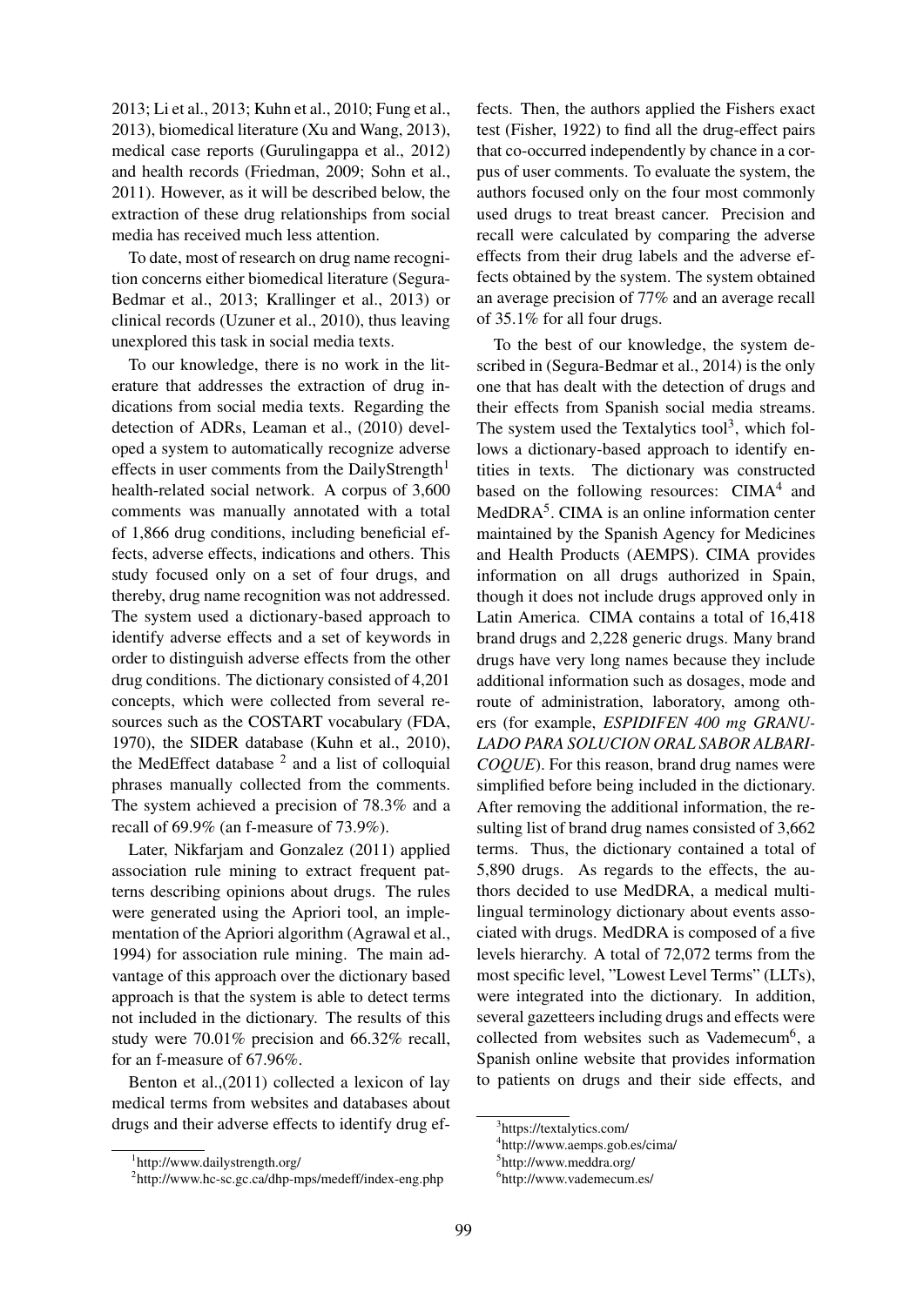2013; Li et al., 2013; Kuhn et al., 2010; Fung et al., 2013), biomedical literature (Xu and Wang, 2013), medical case reports (Gurulingappa et al., 2012) and health records (Friedman, 2009; Sohn et al., 2011). However, as it will be described below, the extraction of these drug relationships from social media has received much less attention.

To date, most of research on drug name recognition concerns either biomedical literature (Segura-Bedmar et al., 2013; Krallinger et al., 2013) or clinical records (Uzuner et al., 2010), thus leaving unexplored this task in social media texts.

To our knowledge, there is no work in the literature that addresses the extraction of drug indications from social media texts. Regarding the detection of ADRs, Leaman et al., (2010) developed a system to automatically recognize adverse effects in user comments from the DailyStrength[1] health-related social network. A corpus of 3,600 comments was manually annotated with a total of 1,866 drug conditions, including beneficial effects, adverse effects, indications and others. This study focused only on a set of four drugs, and thereby, drug name recognition was not addressed. The system used a dictionary-based approach to identify adverse effects and a set of keywords in order to distinguish adverse effects from the other drug conditions. The dictionary consisted of 4,201 concepts, which were collected from several resources such as the COSTART vocabulary (FDA, 1970), the SIDER database (Kuhn et al., 2010), the MedEffect database [2] and a list of colloquial phrases manually collected from the comments. The system achieved a precision of 78.3% and a recall of 69.9% (an f-measure of 73.9%).

Later, Nikfarjam and Gonzalez (2011) applied association rule mining to extract frequent patterns describing opinions about drugs. The rules were generated using the Apriori tool, an implementation of the Apriori algorithm (Agrawal et al., 1994) for association rule mining. The main advantage of this approach over the dictionary based approach is that the system is able to detect terms not included in the dictionary. The results of this study were 70.01% precision and 66.32% recall, for an f-measure of 67.96%.

Benton et al.,(2011) collected a lexicon of lay medical terms from websites and databases about drugs and their adverse effects to identify drug effects. Then, the authors applied the Fishers exact test (Fisher, 1922) to find all the drug-effect pairs that co-occurred independently by chance in a corpus of user comments. To evaluate the system, the authors focused only on the four most commonly used drugs to treat breast cancer. Precision and recall were calculated by comparing the adverse effects from their drug labels and the adverse effects obtained by the system. The system obtained an average precision of 77% and an average recall of 35.1% for all four drugs.

To the best of our knowledge, the system described in (Segura-Bedmar et al., 2014) is the only one that has dealt with the detection of drugs and their effects from Spanish social media streams. The system used the Textalytics tool[3], which follows a dictionary-based approach to identify entities in texts. The dictionary was constructed based on the following resources: CIMA[4] and MedDRA[5]. CIMA is an online information center maintained by the Spanish Agency for Medicines and Health Products (AEMPS). CIMA provides information on all drugs authorized in Spain, though it does not include drugs approved only in Latin America. CIMA contains a total of 16,418 brand drugs and 2,228 generic drugs. Many brand drugs have very long names because they include additional information such as dosages, mode and route of administration, laboratory, among others (for example, *ESPIDIFEN 400 mg GRANULADO PARA SOLUCION ORAL SABOR ALBARICOQUE*). For this reason, brand drug names were simplified before being included in the dictionary. After removing the additional information, the resulting list of brand drug names consisted of 3,662 terms. Thus, the dictionary contained a total of 5,890 drugs. As regards to the effects, the authors decided to use MedDRA, a medical multilingual terminology dictionary about events associated with drugs. MedDRA is composed of a five levels hierarchy. A total of 72,072 terms from the most specific level, "Lowest Level Terms" (LLTs), were integrated into the dictionary. In addition, several gazetteers including drugs and effects were collected from websites such as Vademecum[6], a Spanish online website that provides information to patients on drugs and their side effects, and

[1] http://www.dailystrength.org/

[2] http://www.hc-sc.gc.ca/dhp-mps/medeff/index-eng.php

[3] https://textalytics.com/

[4] http://www.aemps.gob.es/cima/

[5] http://www.meddra.org/

[6] http://www.vademecum.es/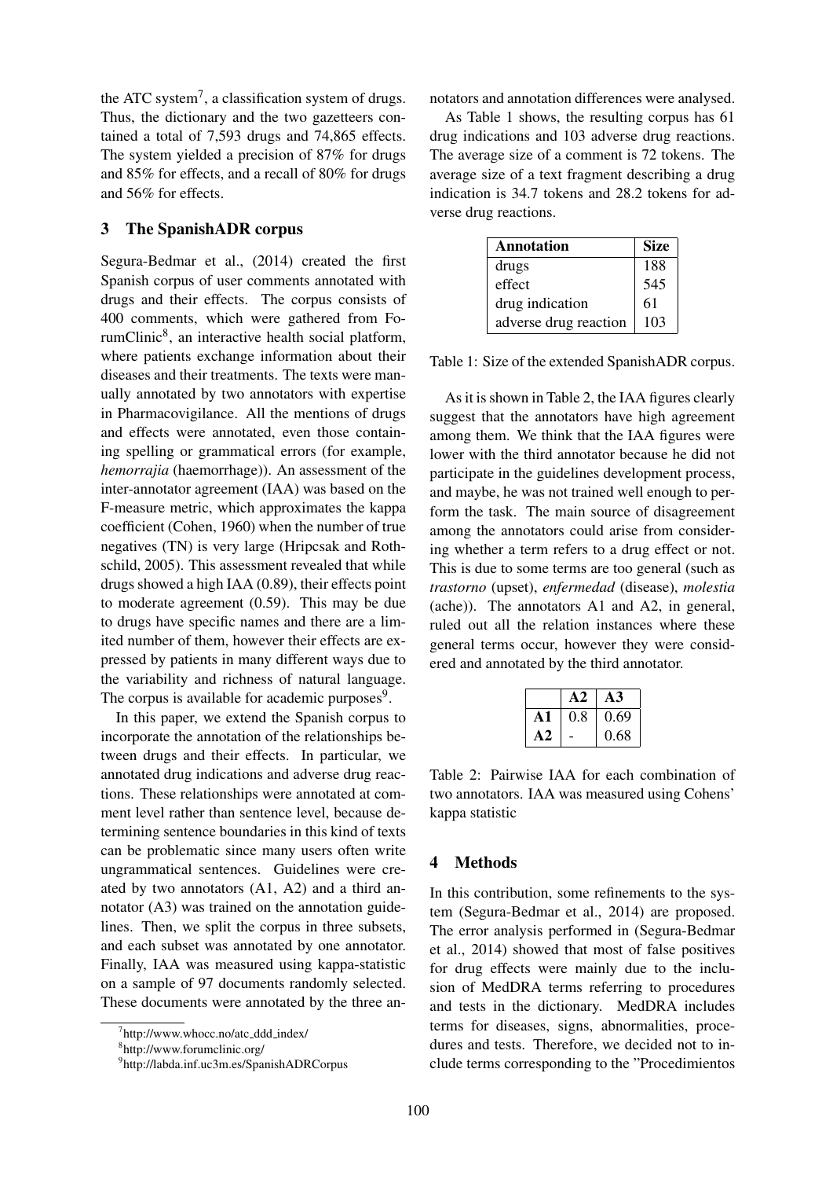the ATC system[7], a classification system of drugs. Thus, the dictionary and the two gazetteers contained a total of 7,593 drugs and 74,865 effects. The system yielded a precision of 87% for drugs and 85% for effects, and a recall of 80% for drugs and 56% for effects.

## 3 The SpanishADR corpus

Segura-Bedmar et al., (2014) created the first Spanish corpus of user comments annotated with drugs and their effects. The corpus consists of 400 comments, which were gathered from ForumClinic[8], an interactive health social platform, where patients exchange information about their diseases and their treatments. The texts were manually annotated by two annotators with expertise in Pharmacovigilance. All the mentions of drugs and effects were annotated, even those containing spelling or grammatical errors (for example, *hemorrajia* (haemorrhage)). An assessment of the inter-annotator agreement (IAA) was based on the F-measure metric, which approximates the kappa coefficient (Cohen, 1960) when the number of true negatives (TN) is very large (Hripcsak and Rothschild, 2005). This assessment revealed that while drugs showed a high IAA (0.89), their effects point to moderate agreement (0.59). This may be due to drugs have specific names and there are a limited number of them, however their effects are expressed by patients in many different ways due to the variability and richness of natural language. The corpus is available for academic purposes[9].

In this paper, we extend the Spanish corpus to incorporate the annotation of the relationships between drugs and their effects. In particular, we annotated drug indications and adverse drug reactions. These relationships were annotated at comment level rather than sentence level, because determining sentence boundaries in this kind of texts can be problematic since many users often write ungrammatical sentences. Guidelines were created by two annotators (A1, A2) and a third annotator (A3) was trained on the annotation guidelines. Then, we split the corpus in three subsets, and each subset was annotated by one annotator. Finally, IAA was measured using kappa-statistic on a sample of 97 documents randomly selected. These documents were annotated by the three annotators and annotation differences were analysed.

As Table 1 shows, the resulting corpus has 61 drug indications and 103 adverse drug reactions. The average size of a comment is 72 tokens. The average size of a text fragment describing a drug indication is 34.7 tokens and 28.2 tokens for adverse drug reactions.

| Annotation | Size |
|---|---|
| drugs | 188 |
| effect | 545 |
| drug indication | 61 |
| adverse drug reaction | 103 |

Table 1: Size of the extended SpanishADR corpus.

As it is shown in Table 2, the IAA figures clearly suggest that the annotators have high agreement among them. We think that the IAA figures were lower with the third annotator because he did not participate in the guidelines development process, and maybe, he was not trained well enough to perform the task. The main source of disagreement among the annotators could arise from considering whether a term refers to a drug effect or not. This is due to some terms are too general (such as *trastorno* (upset), *enfermedad* (disease), *molestia* (ache)). The annotators A1 and A2, in general, ruled out all the relation instances where these general terms occur, however they were considered and annotated by the third annotator.

| | A2 | A3 |
|---|---|---|
| **A1** | 0.8 | 0.69 |
| **A2** | - | 0.68 |

Table 2: Pairwise IAA for each combination of two annotators. IAA was measured using Cohens' kappa statistic

## 4 Methods

In this contribution, some refinements to the system (Segura-Bedmar et al., 2014) are proposed. The error analysis performed in (Segura-Bedmar et al., 2014) showed that most of false positives for drug effects were mainly due to the inclusion of MedDRA terms referring to procedures and tests in the dictionary. MedDRA includes terms for diseases, signs, abnormalities, procedures and tests. Therefore, we decided not to include terms corresponding to the "Procedimientos

[7] http://www.whocc.no/atc_ddd_index/

[8] http://www.forumclinic.org/

[9] http://labda.inf.uc3m.es/SpanishADRCorpus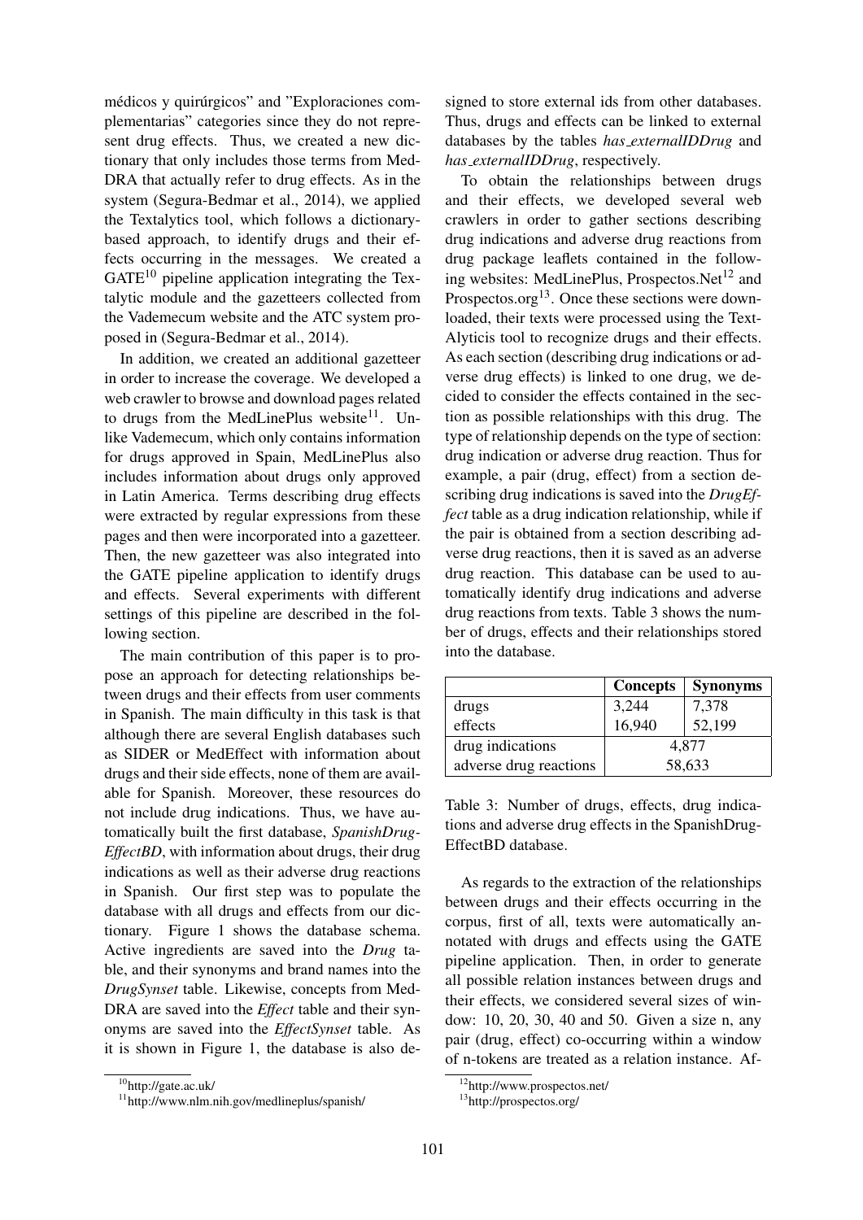médicos y quirúrgicos" and "Exploraciones complementarias" categories since they do not represent drug effects. Thus, we created a new dictionary that only includes those terms from MedDRA that actually refer to drug effects. As in the system (Segura-Bedmar et al., 2014), we applied the Textalytics tool, which follows a dictionary-based approach, to identify drugs and their effects occurring in the messages. We created a GATE[10] pipeline application integrating the Textalytic module and the gazetteers collected from the Vademecum website and the ATC system proposed in (Segura-Bedmar et al., 2014).

In addition, we created an additional gazetteer in order to increase the coverage. We developed a web crawler to browse and download pages related to drugs from the MedLinePlus website[11]. Unlike Vademecum, which only contains information for drugs approved in Spain, MedLinePlus also includes information about drugs only approved in Latin America. Terms describing drug effects were extracted by regular expressions from these pages and then were incorporated into a gazetteer. Then, the new gazetteer was also integrated into the GATE pipeline application to identify drugs and effects. Several experiments with different settings of this pipeline are described in the following section.

The main contribution of this paper is to propose an approach for detecting relationships between drugs and their effects from user comments in Spanish. The main difficulty in this task is that although there are several English databases such as SIDER or MedEffect with information about drugs and their side effects, none of them are available for Spanish. Moreover, these resources do not include drug indications. Thus, we have automatically built the first database, *SpanishDrugEffectBD*, with information about drugs, their drug indications as well as their adverse drug reactions in Spanish. Our first step was to populate the database with all drugs and effects from our dictionary. Figure 1 shows the database schema. Active ingredients are saved into the *Drug* table, and their synonyms and brand names into the *DrugSynset* table. Likewise, concepts from MedDRA are saved into the *Effect* table and their synonyms are saved into the *EffectSynset* table. As it is shown in Figure 1, the database is also designed to store external ids from other databases. Thus, drugs and effects can be linked to external databases by the tables *has_externalIDDrug* and *has_externalIDDrug*, respectively.

To obtain the relationships between drugs and their effects, we developed several web crawlers in order to gather sections describing drug indications and adverse drug reactions from drug package leaflets contained in the following websites: MedLinePlus, Prospectos.Net[12] and Prospectos.org[13]. Once these sections were downloaded, their texts were processed using the TextAlyticis tool to recognize drugs and their effects. As each section (describing drug indications or adverse drug effects) is linked to one drug, we decided to consider the effects contained in the section as possible relationships with this drug. The type of relationship depends on the type of section: drug indication or adverse drug reaction. Thus for example, a pair (drug, effect) from a section describing drug indications is saved into the *DrugEffect* table as a drug indication relationship, while if the pair is obtained from a section describing adverse drug reactions, then it is saved as an adverse drug reaction. This database can be used to automatically identify drug indications and adverse drug reactions from texts. Table 3 shows the number of drugs, effects and their relationships stored into the database.

| | Concepts | Synonyms |
|---|---|---|
| drugs | 3,244 | 7,378 |
| effects | 16,940 | 52,199 |
| drug indications | 4,877 | |
| adverse drug reactions | 58,633 | |

Table 3: Number of drugs, effects, drug indications and adverse drug effects in the SpanishDrugEffectBD database.

As regards to the extraction of the relationships between drugs and their effects occurring in the corpus, first of all, texts were automatically annotated with drugs and effects using the GATE pipeline application. Then, in order to generate all possible relation instances between drugs and their effects, we considered several sizes of window: 10, 20, 30, 40 and 50. Given a size n, any pair (drug, effect) co-occurring within a window of n-tokens are treated as a relation instance. Af-

[10] http://gate.ac.uk/

[11] http://www.nlm.nih.gov/medlineplus/spanish/

[12] http://www.prospectos.net/

[13] http://prospectos.org/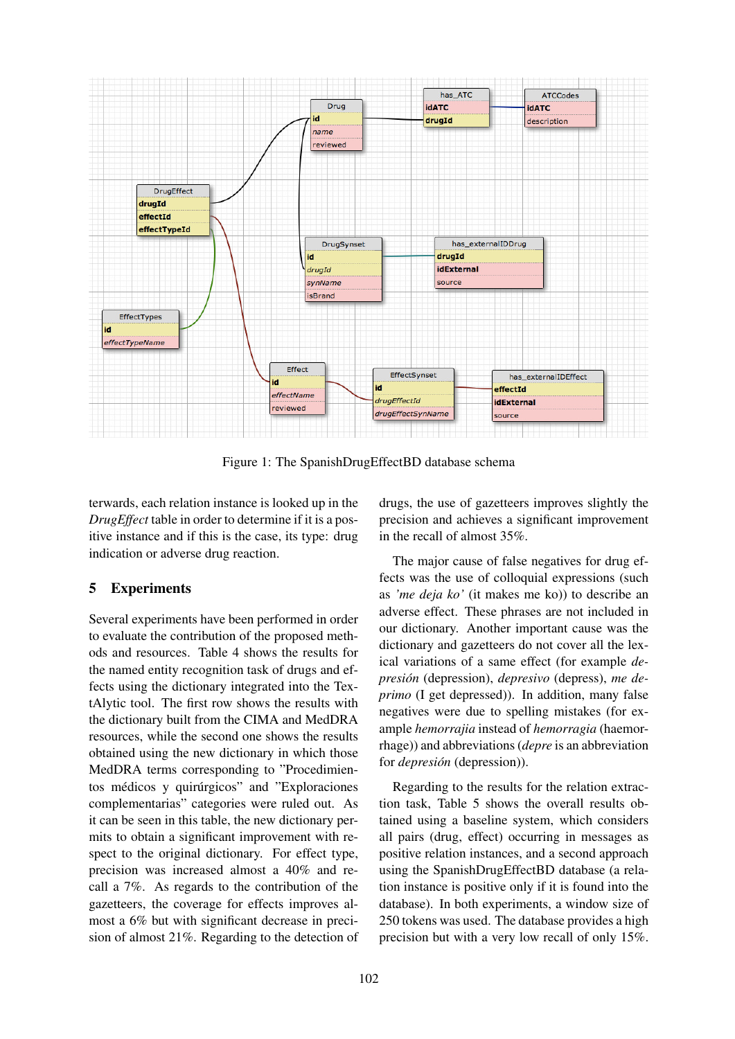Figure 1: The SpanishDrugEffectBD database schema

terwards, each relation instance is looked up in the *DrugEffect* table in order to determine if it is a positive instance and if this is the case, its type: drug indication or adverse drug reaction.

## 5 Experiments

Several experiments have been performed in order to evaluate the contribution of the proposed methods and resources. Table 4 shows the results for the named entity recognition task of drugs and effects using the dictionary integrated into the TextAlytic tool. The first row shows the results with the dictionary built from the CIMA and MedDRA resources, while the second one shows the results obtained using the new dictionary in which those MedDRA terms corresponding to "Procedimientos médicos y quirúrgicos" and "Exploraciones complementarias" categories were ruled out. As it can be seen in this table, the new dictionary permits to obtain a significant improvement with respect to the original dictionary. For effect type, precision was increased almost a 40% and recall a 7%. As regards to the contribution of the gazetteers, the coverage for effects improves almost a 6% but with significant decrease in precision of almost 21%. Regarding to the detection of drugs, the use of gazetteers improves slightly the precision and achieves a significant improvement in the recall of almost 35%.

The major cause of false negatives for drug effects was the use of colloquial expressions (such as *'me deja ko'* (it makes me ko)) to describe an adverse effect. These phrases are not included in our dictionary. Another important cause was the dictionary and gazetteers do not cover all the lexical variations of a same effect (for example *depresión* (depression), *depresivo* (depress), *me deprimo* (I get depressed)). In addition, many false negatives were due to spelling mistakes (for example *hemorrajia* instead of *hemorragia* (haemorrhage)) and abbreviations (*depre* is an abbreviation for *depresión* (depression)).

Regarding to the results for the relation extraction task, Table 5 shows the overall results obtained using a baseline system, which considers all pairs (drug, effect) occurring in messages as positive relation instances, and a second approach using the SpanishDrugEffectBD database (a relation instance is positive only if it is found into the database). In both experiments, a window size of 250 tokens was used. The database provides a high precision but with a very low recall of only 15%.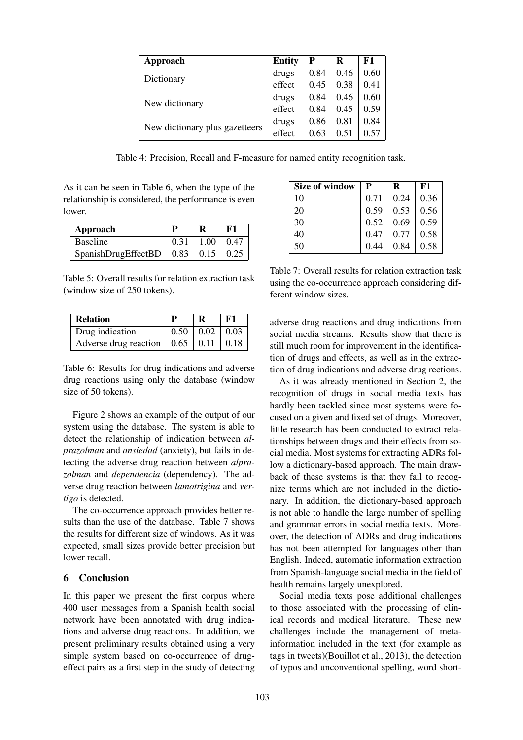| Approach | Entity | P | R | F1 |
|---|---|---|---|---|
| Dictionary | drugs | 0.84 | 0.46 | 0.60 |
| | effect | 0.45 | 0.38 | 0.41 |
| New dictionary | drugs | 0.84 | 0.46 | 0.60 |
| | effect | 0.84 | 0.45 | 0.59 |
| New dictionary plus gazetteers | drugs | 0.86 | 0.81 | 0.84 |
| | effect | 0.63 | 0.51 | 0.57 |

Table 4: Precision, Recall and F-measure for named entity recognition task.

As it can be seen in Table 6, when the type of the relationship is considered, the performance is even lower.

| Approach | P | R | F1 |
|---|---|---|---|
| Baseline | 0.31 | 1.00 | 0.47 |
| SpanishDrugEffectBD | 0.83 | 0.15 | 0.25 |

Table 5: Overall results for relation extraction task (window size of 250 tokens).

| Relation | P | R | F1 |
|---|---|---|---|
| Drug indication | 0.50 | 0.02 | 0.03 |
| Adverse drug reaction | 0.65 | 0.11 | 0.18 |

Table 6: Results for drug indications and adverse drug reactions using only the database (window size of 50 tokens).

Figure 2 shows an example of the output of our system using the database. The system is able to detect the relationship of indication between *alprazolman* and *ansiedad* (anxiety), but fails in detecting the adverse drug reaction between *alprazolman* and *dependencia* (dependency). The adverse drug reaction between *lamotrigina* and *vertigo* is detected.

The co-occurrence approach provides better results than the use of the database. Table 7 shows the results for different size of windows. As it was expected, small sizes provide better precision but lower recall.

| Size of window | P | R | F1 |
|---|---|---|---|
| 10 | 0.71 | 0.24 | 0.36 |
| 20 | 0.59 | 0.53 | 0.56 |
| 30 | 0.52 | 0.69 | 0.59 |
| 40 | 0.47 | 0.77 | 0.58 |
| 50 | 0.44 | 0.84 | 0.58 |

Table 7: Overall results for relation extraction task using the co-occurrence approach considering different window sizes.

## 6 Conclusion

In this paper we present the first corpus where 400 user messages from a Spanish health social network have been annotated with drug indications and adverse drug reactions. In addition, we present preliminary results obtained using a very simple system based on co-occurrence of drug-effect pairs as a first step in the study of detecting adverse drug reactions and drug indications from social media streams. Results show that there is still much room for improvement in the identification of drugs and effects, as well as in the extraction of drug indications and adverse drug rections.

As it was already mentioned in Section 2, the recognition of drugs in social media texts has hardly been tackled since most systems were focused on a given and fixed set of drugs. Moreover, little research has been conducted to extract relationships between drugs and their effects from social media. Most systems for extracting ADRs follow a dictionary-based approach. The main drawback of these systems is that they fail to recognize terms which are not included in the dictionary. In addition, the dictionary-based approach is not able to handle the large number of spelling and grammar errors in social media texts. Moreover, the detection of ADRs and drug indications has not been attempted for languages other than English. Indeed, automatic information extraction from Spanish-language social media in the field of health remains largely unexplored.

Social media texts pose additional challenges to those associated with the processing of clinical records and medical literature. These new challenges include the management of meta-information included in the text (for example as tags in tweets)(Bouillot et al., 2013), the detection of typos and unconventional spelling, word short-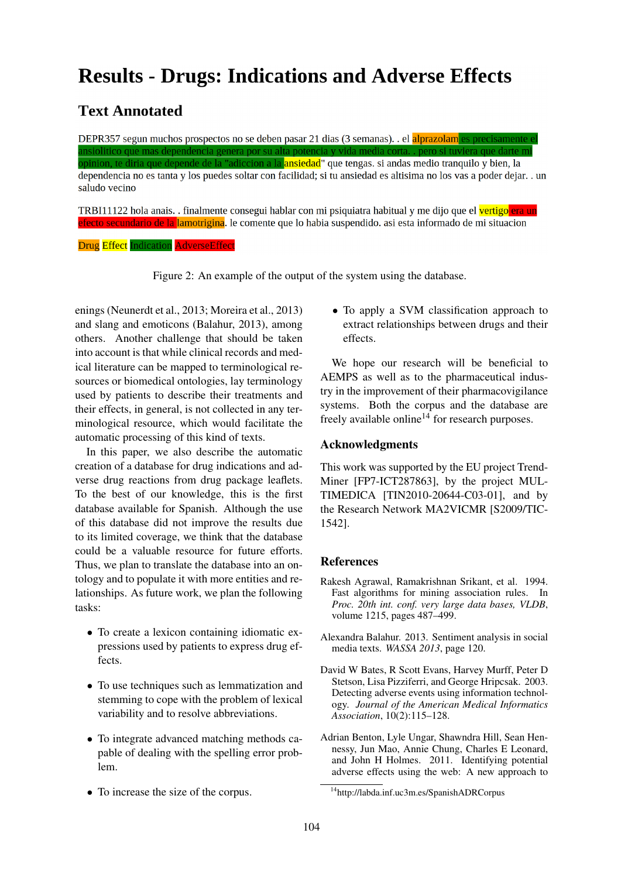# Results - Drugs: Indications and Adverse Effects

## Text Annotated

DEPR357 segun muchos prospectos no se deben pasar 21 dias (3 semanas). . el alprazolam es precisamente el ansiolitico que mas dependencia genera por su alta potencia y vida media corta. . pero si tuviera que darte mi opinion, te diria que depende de la "adiccion a la ansiedad" que tengas. si andas medio tranquilo y bien, la dependencia no es tanta y los puedes soltar con facilidad; si tu ansiedad es altisima no los vas a poder dejar. . un saludo vecino

TRBI11122 hola anais. . finalmente consegui hablar con mi psiquiatra habitual y me dijo que el vertigo era un efecto secundario de la lamotrigina. le comente que lo habia suspendido. asi esta informado de mi situacion

Drug Effect Indication AdverseEffect

Figure 2: An example of the output of the system using the database.

enings (Neunerdt et al., 2013; Moreira et al., 2013) and slang and emoticons (Balahur, 2013), among others. Another challenge that should be taken into account is that while clinical records and medical literature can be mapped to terminological resources or biomedical ontologies, lay terminology used by patients to describe their treatments and their effects, in general, is not collected in any terminological resource, which would facilitate the automatic processing of this kind of texts.

In this paper, we also describe the automatic creation of a database for drug indications and adverse drug reactions from drug package leaflets. To the best of our knowledge, this is the first database available for Spanish. Although the use of this database did not improve the results due to its limited coverage, we think that the database could be a valuable resource for future efforts. Thus, we plan to translate the database into an ontology and to populate it with more entities and relationships. As future work, we plan the following tasks:

- To create a lexicon containing idiomatic expressions used by patients to express drug effects.
- To use techniques such as lemmatization and stemming to cope with the problem of lexical variability and to resolve abbreviations.
- To integrate advanced matching methods capable of dealing with the spelling error problem.
- To increase the size of the corpus.
- To apply a SVM classification approach to extract relationships between drugs and their effects.

We hope our research will be beneficial to AEMPS as well as to the pharmaceutical industry in the improvement of their pharmacovigilance systems. Both the corpus and the database are freely available online[14] for research purposes.

## Acknowledgments

This work was supported by the EU project TrendMiner [FP7-ICT287863], by the project MULTIMEDICA [TIN2010-20644-C03-01], and by the Research Network MA2VICMR [S2009/TIC-1542].

## References

Rakesh Agrawal, Ramakrishnan Srikant, et al. 1994. Fast algorithms for mining association rules. In *Proc. 20th int. conf. very large data bases, VLDB*, volume 1215, pages 487–499.

Alexandra Balahur. 2013. Sentiment analysis in social media texts. *WASSA 2013*, page 120.

David W Bates, R Scott Evans, Harvey Murff, Peter D Stetson, Lisa Pizziferri, and George Hripcsak. 2003. Detecting adverse events using information technology. *Journal of the American Medical Informatics Association*, 10(2):115–128.

Adrian Benton, Lyle Ungar, Shawndra Hill, Sean Hennessy, Jun Mao, Annie Chung, Charles E Leonard, and John H Holmes. 2011. Identifying potential adverse effects using the web: A new approach to

[14] http://labda.inf.uc3m.es/SpanishADRCorpus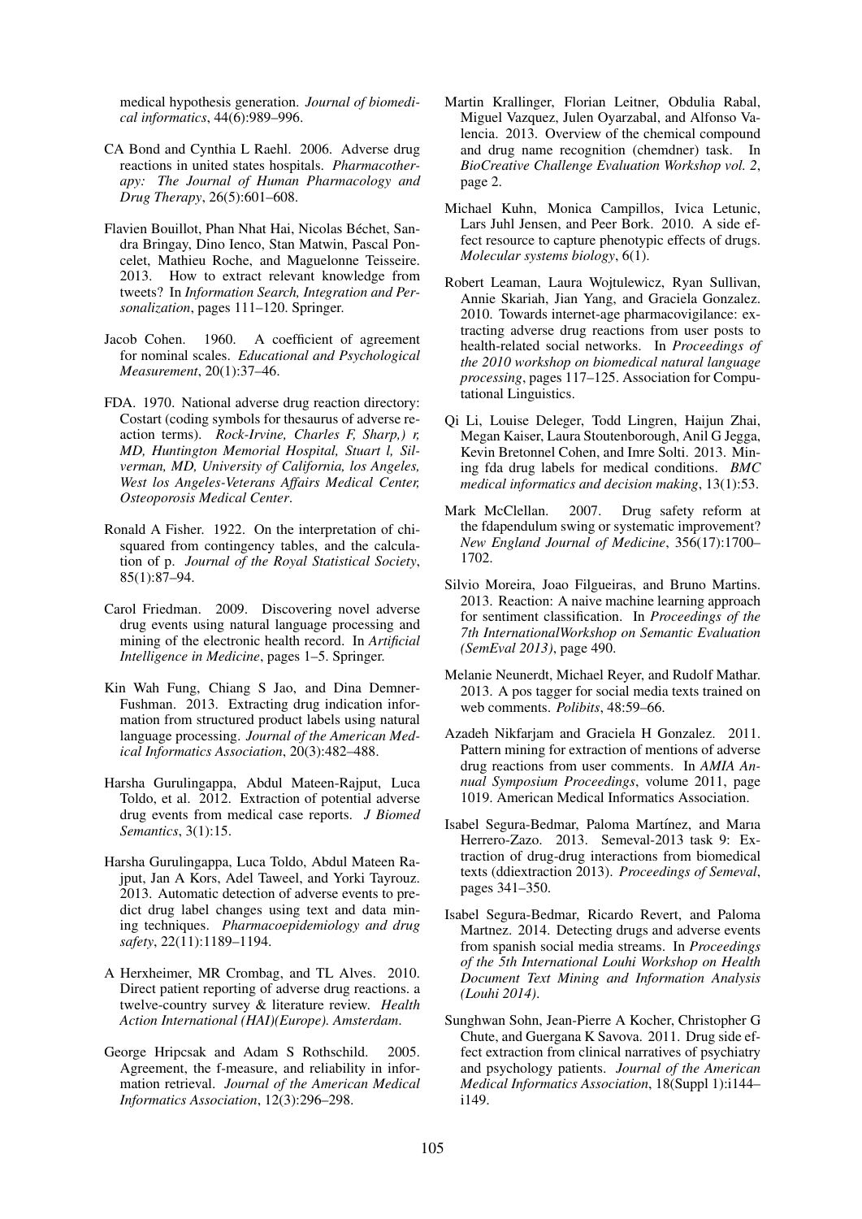medical hypothesis generation. *Journal of biomedical informatics*, 44(6):989–996.

CA Bond and Cynthia L Raehl. 2006. Adverse drug reactions in united states hospitals. *Pharmacotherapy: The Journal of Human Pharmacology and Drug Therapy*, 26(5):601–608.

Flavien Bouillot, Phan Nhat Hai, Nicolas Béchet, Sandra Bringay, Dino Ienco, Stan Matwin, Pascal Poncelet, Mathieu Roche, and Maguelonne Teisseire. 2013. How to extract relevant knowledge from tweets? In *Information Search, Integration and Personalization*, pages 111–120. Springer.

Jacob Cohen. 1960. A coefficient of agreement for nominal scales. *Educational and Psychological Measurement*, 20(1):37–46.

FDA. 1970. National adverse drug reaction directory: Costart (coding symbols for thesaurus of adverse reaction terms). *Rock-Irvine, Charles F, Sharp,) r, MD, Huntington Memorial Hospital, Stuart l, Silverman, MD, University of California, los Angeles, West los Angeles-Veterans Affairs Medical Center, Osteoporosis Medical Center*.

Ronald A Fisher. 1922. On the interpretation of chi-squared from contingency tables, and the calculation of p. *Journal of the Royal Statistical Society*, 85(1):87–94.

Carol Friedman. 2009. Discovering novel adverse drug events using natural language processing and mining of the electronic health record. In *Artificial Intelligence in Medicine*, pages 1–5. Springer.

Kin Wah Fung, Chiang S Jao, and Dina Demner-Fushman. 2013. Extracting drug indication information from structured product labels using natural language processing. *Journal of the American Medical Informatics Association*, 20(3):482–488.

Harsha Gurulingappa, Abdul Mateen-Rajput, Luca Toldo, et al. 2012. Extraction of potential adverse drug events from medical case reports. *J Biomed Semantics*, 3(1):15.

Harsha Gurulingappa, Luca Toldo, Abdul Mateen Rajput, Jan A Kors, Adel Taweel, and Yorki Tayrouz. 2013. Automatic detection of adverse events to predict drug label changes using text and data mining techniques. *Pharmacoepidemiology and drug safety*, 22(11):1189–1194.

A Herxheimer, MR Crombag, and TL Alves. 2010. Direct patient reporting of adverse drug reactions. a twelve-country survey & literature review. *Health Action International (HAI)(Europe). Amsterdam*.

George Hripcsak and Adam S Rothschild. 2005. Agreement, the f-measure, and reliability in information retrieval. *Journal of the American Medical Informatics Association*, 12(3):296–298.

Martin Krallinger, Florian Leitner, Obdulia Rabal, Miguel Vazquez, Julen Oyarzabal, and Alfonso Valencia. 2013. Overview of the chemical compound and drug name recognition (chemdner) task. In *BioCreative Challenge Evaluation Workshop vol. 2*, page 2.

Michael Kuhn, Monica Campillos, Ivica Letunic, Lars Juhl Jensen, and Peer Bork. 2010. A side effect resource to capture phenotypic effects of drugs. *Molecular systems biology*, 6(1).

Robert Leaman, Laura Wojtulewicz, Ryan Sullivan, Annie Skariah, Jian Yang, and Graciela Gonzalez. 2010. Towards internet-age pharmacovigilance: extracting adverse drug reactions from user posts to health-related social networks. In *Proceedings of the 2010 workshop on biomedical natural language processing*, pages 117–125. Association for Computational Linguistics.

Qi Li, Louise Deleger, Todd Lingren, Haijun Zhai, Megan Kaiser, Laura Stoutenborough, Anil G Jegga, Kevin Bretonnel Cohen, and Imre Solti. 2013. Mining fda drug labels for medical conditions. *BMC medical informatics and decision making*, 13(1):53.

Mark McClellan. 2007. Drug safety reform at the fdapendulum swing or systematic improvement? *New England Journal of Medicine*, 356(17):1700–1702.

Silvio Moreira, Joao Filgueiras, and Bruno Martins. 2013. Reaction: A naive machine learning approach for sentiment classification. In *Proceedings of the 7th InternationalWorkshop on Semantic Evaluation (SemEval 2013)*, page 490.

Melanie Neunerdt, Michael Reyer, and Rudolf Mathar. 2013. A pos tagger for social media texts trained on web comments. *Polibits*, 48:59–66.

Azadeh Nikfarjam and Graciela H Gonzalez. 2011. Pattern mining for extraction of mentions of adverse drug reactions from user comments. In *AMIA Annual Symposium Proceedings*, volume 2011, page 1019. American Medical Informatics Association.

Isabel Segura-Bedmar, Paloma Martínez, and Marıa Herrero-Zazo. 2013. Semeval-2013 task 9: Extraction of drug-drug interactions from biomedical texts (ddiextraction 2013). *Proceedings of Semeval*, pages 341–350.

Isabel Segura-Bedmar, Ricardo Revert, and Paloma Martnez. 2014. Detecting drugs and adverse events from spanish social media streams. In *Proceedings of the 5th International Louhi Workshop on Health Document Text Mining and Information Analysis (Louhi 2014)*.

Sunghwan Sohn, Jean-Pierre A Kocher, Christopher G Chute, and Guergana K Savova. 2011. Drug side effect extraction from clinical narratives of psychiatry and psychology patients. *Journal of the American Medical Informatics Association*, 18(Suppl 1):i144–i149.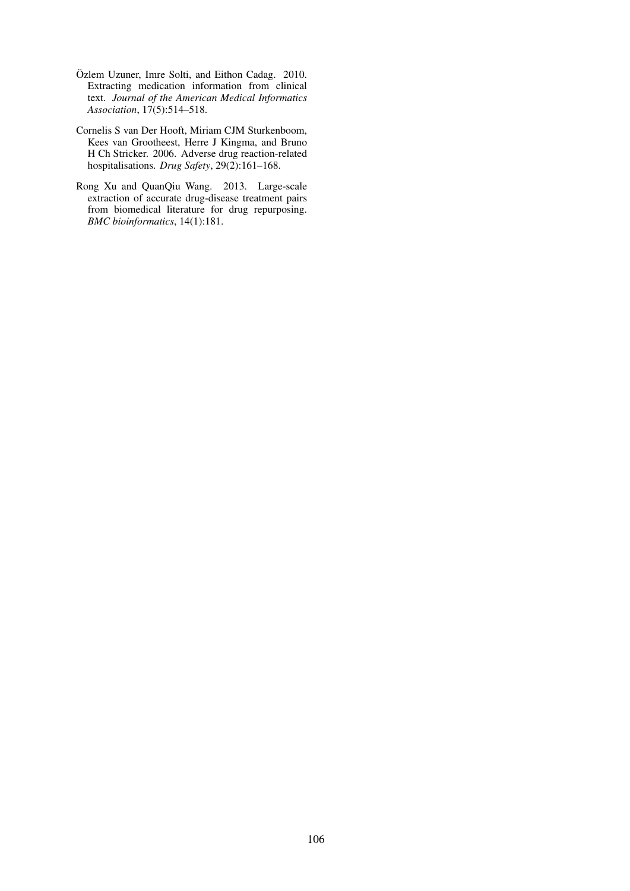Özlem Uzuner, Imre Solti, and Eithon Cadag. 2010. Extracting medication information from clinical text. *Journal of the American Medical Informatics Association*, 17(5):514–518.

Cornelis S van Der Hooft, Miriam CJM Sturkenboom, Kees van Grootheest, Herre J Kingma, and Bruno H Ch Stricker. 2006. Adverse drug reaction-related hospitalisations. *Drug Safety*, 29(2):161–168.

Rong Xu and QuanQiu Wang. 2013. Large-scale extraction of accurate drug-disease treatment pairs from biomedical literature for drug repurposing. *BMC bioinformatics*, 14(1):181.